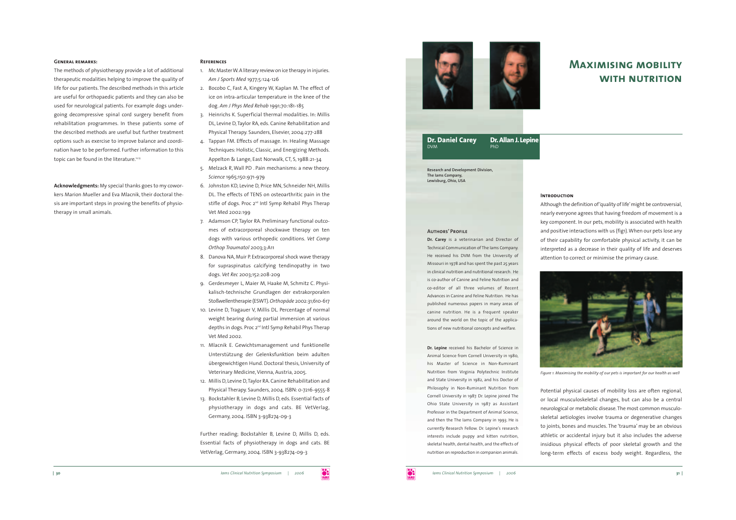## General remarks:

The methods of physiotherapy provide a lot of additional therapeutic modalities helping to improve the quality of life for our patients. The described methods in this article are useful for orthopaedic patients and they can also be used for neurological patients. For example dogs undergoing decompressive spinal cord surgery benefit from rehabilitation programmes. In these patients some of the described methods are useful but further treatment options such as exercise to improve balance and coordination have to be performed. Further information to this topic can be found in the literature.[12,13]

**Acknowledgments:** My special thanks goes to my coworkers Marion Mueller and Eva Mlacnik, their doctoral thesis are important steps in proving the benefits of physiotherapy in small animals.

## References

1. Mc Master W. A literary review on ice therapy in injuries. *Am J Sports Med* 1977;5:124-126
2. Bocobo C, Fast A, Kingery W, Kaplan M. The effect of ice on intra-articular temperature in the knee of the dog. *Am J Phys Med Rehab* 1991;70:181-185
3. Heinrichs K. Superficial thermal modalities. In: Millis DL, Levine D, Taylor RA, eds. Canine Rehabilitation and Physical Therapy. Saunders, Elsevier, 2004:277-288
4. Tappan FM. Effects of massage. In: Healing Massage Techniques: Holistic, Classic, and Energizing Methods. Appelton & Lange, East Norwalk, CT, S, 1988:21-34
5. Melzack R, Wall PD . Pain mechanisms: a new theory. *Science* 1965;150:971-979
6. Johnston KD, Levine D, Price MN, Schneider NH, Millis DL. The effects of TENS on osteoarthritic pain in the stifle of dogs. Proc 2nd Intl Symp Rehabil Phys Therap Vet Med 2002:199
7. Adamson CP, Taylor RA. Preliminary functional outcomes of extracorporeal shockwave therapy on ten dogs with various orthopedic conditions. *Vet Comp Orthop Traumatol* 2003;3:A11
8. Danova NA, Muir P. Extracorporeal shock wave therapy for supraspinatus calcifying tendinopathy in two dogs. *Vet Rec* 2003;152:208-209
9. Gerdesmeyer L, Maier M, Haake M, Schmitz C. Physikalisch-technische Grundlagen der extrakorporalen Stoßwellentherapie (ESWT). *Orthopäde* 2002:31;610-617
10. Levine D, Tragauer V, Millis DL. Percentage of normal weight bearing during partial immersion at various depths in dogs. Proc 2nd Intl Symp Rehabil Phys Therap Vet Med 2002.
11. Mlacnik E. Gewichtsmanagement und funktionelle Unterstützung der Gelenksfunktion beim adulten übergewichtigen Hund. Doctoral thesis, University of Veterinary Medicine, Vienna, Austria, 2005.
12. Millis D, Levine D, Taylor RA. Canine Rehabilitation and Physical Therapy. Saunders, 2004. ISBN: 0-7216-9555-8
13. Bockstahler B, Levine D, Millis D, eds. Essential facts of physiotherapy in dogs and cats. BE VetVerlag, Germany, 2004. ISBN 3-938274-09-3

Further reading; Bockstahler B, Levine D, Millis D, eds. Essential facts of physiotherapy in dogs and cats. BE VetVerlag, Germany, 2004. ISBN 3-938274-09-3

# Maximising mobility with nutrition

**Dr. Daniel Carey**
DVM

**Dr. Allan J. Lepine**
PhD

**Research and Development Division, The Iams Company, Lewisburg, Ohio, USA**

## Authors' Profile

**Dr. Carey** is a veterinarian and Director of Technical Communication of The Iams Company. He received his DVM from the University of Missouri in 1978 and has spent the past 25 years in clinical nutrition and nutritional research. He is co-author of Canine and Feline Nutrition and co-editor of all three volumes of Recent Advances in Canine and Feline Nutrition. He has published numerous papers in many areas of canine nutrition. He is a frequent speaker around the world on the topic of the applications of new nutritional concepts and welfare.

**Dr. Lepine** received his Bachelor of Science in Animal Science from Cornell University in 1980, his Master of Science in Non-Ruminant Nutrition from Virginia Polytechnic Institute and State University in 1982, and his Doctor of Philosophy in Non-Ruminant Nutrition from Cornell University in 1987. Dr. Lepine joined The Ohio State University in 1987 as Assistant Professor in the Department of Animal Science, and then the The Iams Company in 1993. He is currently Research Fellow. Dr. Lepine's research interests include puppy and kitten nutrition, skeletal health, dental health, and the effects of nutrition on reproduction in companion animals.

## Introduction

Although the definition of 'quality of life' might be controversial, nearly everyone agrees that having freedom of movement is a key component. In our pets, mobility is associated with health and positive interactions with us (fig1). When our pets lose any of their capability for comfortable physical activity, it can be interpreted as a decrease in their quality of life and deserves attention to correct or minimise the primary cause.

*Figure 1. Maximising the mobility of our pets is important for our health as well*

Potential physical causes of mobility loss are often regional, or local musculoskeletal changes, but can also be a central neurological or metabolic disease. The most common musculoskeletal aetiologies involve trauma or degenerative changes to joints, bones and muscles. The 'trauma' may be an obvious athletic or accidental injury but it also includes the adverse insidious physical effects of poor skeletal growth and the long-term effects of excess body weight. Regardless, the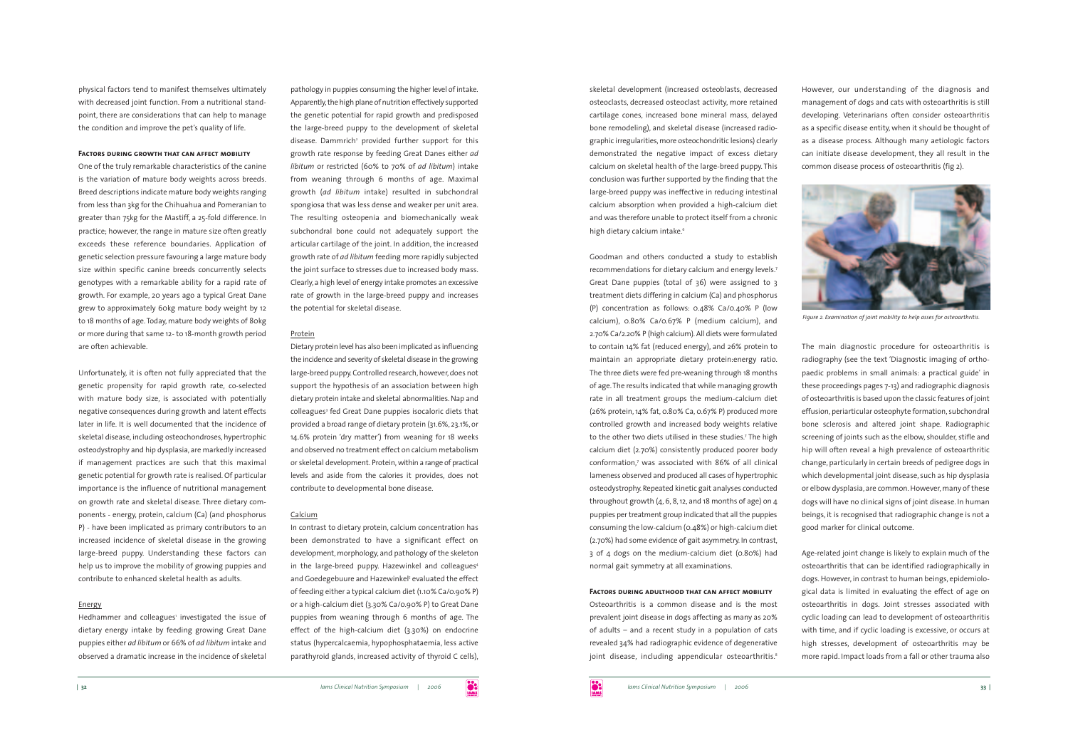physical factors tend to manifest themselves ultimately with decreased joint function. From a nutritional standpoint, there are considerations that can help to manage the condition and improve the pet's quality of life.

### Factors during growth that can affect mobility

One of the truly remarkable characteristics of the canine is the variation of mature body weights across breeds. Breed descriptions indicate mature body weights ranging from less than 3kg for the Chihuahua and Pomeranian to greater than 75kg for the Mastiff, a 25-fold difference. In practice; however, the range in mature size often greatly exceeds these reference boundaries. Application of genetic selection pressure favouring a large mature body size within specific canine breeds concurrently selects genotypes with a remarkable ability for a rapid rate of growth. For example, 20 years ago a typical Great Dane grew to approximately 60kg mature body weight by 12 to 18 months of age. Today, mature body weights of 80kg or more during that same 12- to 18-month growth period are often achievable.

Unfortunately, it is often not fully appreciated that the genetic propensity for rapid growth rate, co-selected with mature body size, is associated with potentially negative consequences during growth and latent effects later in life. It is well documented that the incidence of skeletal disease, including osteochondroses, hypertrophic osteodystrophy and hip dysplasia, are markedly increased if management practices are such that this maximal genetic potential for growth rate is realised. Of particular importance is the influence of nutritional management on growth rate and skeletal disease. Three dietary components - energy, protein, calcium (Ca) (and phosphorus P) - have been implicated as primary contributors to an increased incidence of skeletal disease in the growing large-breed puppy. Understanding these factors can help us to improve the mobility of growing puppies and contribute to enhanced skeletal health as adults.

#### Energy

Hedhammer and colleagues[1] investigated the issue of dietary energy intake by feeding growing Great Dane puppies either *ad libitum* or 66% of *ad libitum* intake and observed a dramatic increase in the incidence of skeletal pathology in puppies consuming the higher level of intake. Apparently, the high plane of nutrition effectively supported the genetic potential for rapid growth and predisposed the large-breed puppy to the development of skeletal disease. Dammrich[2] provided further support for this growth rate response by feeding Great Danes either *ad libitum* or restricted (60% to 70% of *ad libitum*) intake from weaning through 6 months of age. Maximal growth (*ad libitum* intake) resulted in subchondral spongiosa that was less dense and weaker per unit area. The resulting osteopenia and biomechanically weak subchondral bone could not adequately support the articular cartilage of the joint. In addition, the increased growth rate of *ad libitum* feeding more rapidly subjected the joint surface to stresses due to increased body mass. Clearly, a high level of energy intake promotes an excessive rate of growth in the large-breed puppy and increases the potential for skeletal disease.

#### Protein

Dietary protein level has also been implicated as influencing the incidence and severity of skeletal disease in the growing large-breed puppy. Controlled research, however, does not support the hypothesis of an association between high dietary protein intake and skeletal abnormalities. Nap and colleagues[3] fed Great Dane puppies isocaloric diets that provided a broad range of dietary protein (31.6%, 23.1%, or 14.6% protein 'dry matter') from weaning for 18 weeks and observed no treatment effect on calcium metabolism or skeletal development. Protein, within a range of practical levels and aside from the calories it provides, does not contribute to developmental bone disease.

#### Calcium

In contrast to dietary protein, calcium concentration has been demonstrated to have a significant effect on development, morphology, and pathology of the skeleton in the large-breed puppy. Hazewinkel and colleagues[4] and Goedegebuure and Hazewinkel[5] evaluated the effect of feeding either a typical calcium diet (1.10% Ca/0.90% P) or a high-calcium diet (3.30% Ca/0.90% P) to Great Dane puppies from weaning through 6 months of age. The effect of the high-calcium diet (3.30%) on endocrine status (hypercalcaemia, hypophosphataemia, less active parathyroid glands, increased activity of thyroid C cells), skeletal development (increased osteoblasts, decreased osteoclasts, decreased osteoclast activity, more retained cartilage cones, increased bone mineral mass, delayed bone remodeling), and skeletal disease (increased radiographic irregularities, more osteochondritic lesions) clearly demonstrated the negative impact of excess dietary calcium on skeletal health of the large-breed puppy. This conclusion was further supported by the finding that the large-breed puppy was ineffective in reducing intestinal calcium absorption when provided a high-calcium diet and was therefore unable to protect itself from a chronic high dietary calcium intake.[6]

Goodman and others conducted a study to establish recommendations for dietary calcium and energy levels.[7] Great Dane puppies (total of 36) were assigned to 3 treatment diets differing in calcium (Ca) and phosphorus (P) concentration as follows: 0.48% Ca/0.40% P (low calcium), 0.80% Ca/0.67% P (medium calcium), and 2.70% Ca/2.20% P (high calcium). All diets were formulated to contain 14% fat (reduced energy), and 26% protein to maintain an appropriate dietary protein:energy ratio. The three diets were fed pre-weaning through 18 months of age. The results indicated that while managing growth rate in all treatment groups the medium-calcium diet (26% protein, 14% fat, 0.80% Ca, 0.67% P) produced more controlled growth and increased body weights relative to the other two diets utilised in these studies.[7] The high calcium diet (2.70%) consistently produced poorer body conformation,[7] was associated with 86% of all clinical lameness observed and produced all cases of hypertrophic osteodystrophy. Repeated kinetic gait analyses conducted throughout growth (4, 6, 8, 12, and 18 months of age) on 4 puppies per treatment group indicated that all the puppies consuming the low-calcium (0.48%) or high-calcium diet (2.70%) had some evidence of gait asymmetry. In contrast, 3 of 4 dogs on the medium-calcium diet (0.80%) had normal gait symmetry at all examinations.

### Factors during adulthood that can affect mobility

Osteoarthritis is a common disease and is the most prevalent joint disease in dogs affecting as many as 20% of adults – and a recent study in a population of cats revealed 34% had radiographic evidence of degenerative joint disease, including appendicular osteoarthritis.[8] However, our understanding of the diagnosis and management of dogs and cats with osteoarthritis is still developing. Veterinarians often consider osteoarthritis as a specific disease entity, when it should be thought of as a disease process. Although many aetiologic factors can initiate disease development, they all result in the common disease process of osteoarthritis (fig 2).

*Figure 2. Examination of joint mobility to help asses for osteoarthritis.*

The main diagnostic procedure for osteoarthritis is radiography (see the text 'Diagnostic imaging of orthopaedic problems in small animals: a practical guide' in these proceedings pages 7-13) and radiographic diagnosis of osteoarthritis is based upon the classic features of joint effusion, periarticular osteophyte formation, subchondral bone sclerosis and altered joint shape. Radiographic screening of joints such as the elbow, shoulder, stifle and hip will often reveal a high prevalence of osteoarthritic change, particularly in certain breeds of pedigree dogs in which developmental joint disease, such as hip dysplasia or elbow dysplasia, are common. However, many of these dogs will have no clinical signs of joint disease. In human beings, it is recognised that radiographic change is not a good marker for clinical outcome.

Age-related joint change is likely to explain much of the osteoarthritis that can be identified radiographically in dogs. However, in contrast to human beings, epidemiological data is limited in evaluating the effect of age on osteoarthritis in dogs. Joint stresses associated with cyclic loading can lead to development of osteoarthritis with time, and if cyclic loading is excessive, or occurs at high stresses, development of osteoarthritis may be more rapid. Impact loads from a fall or other trauma also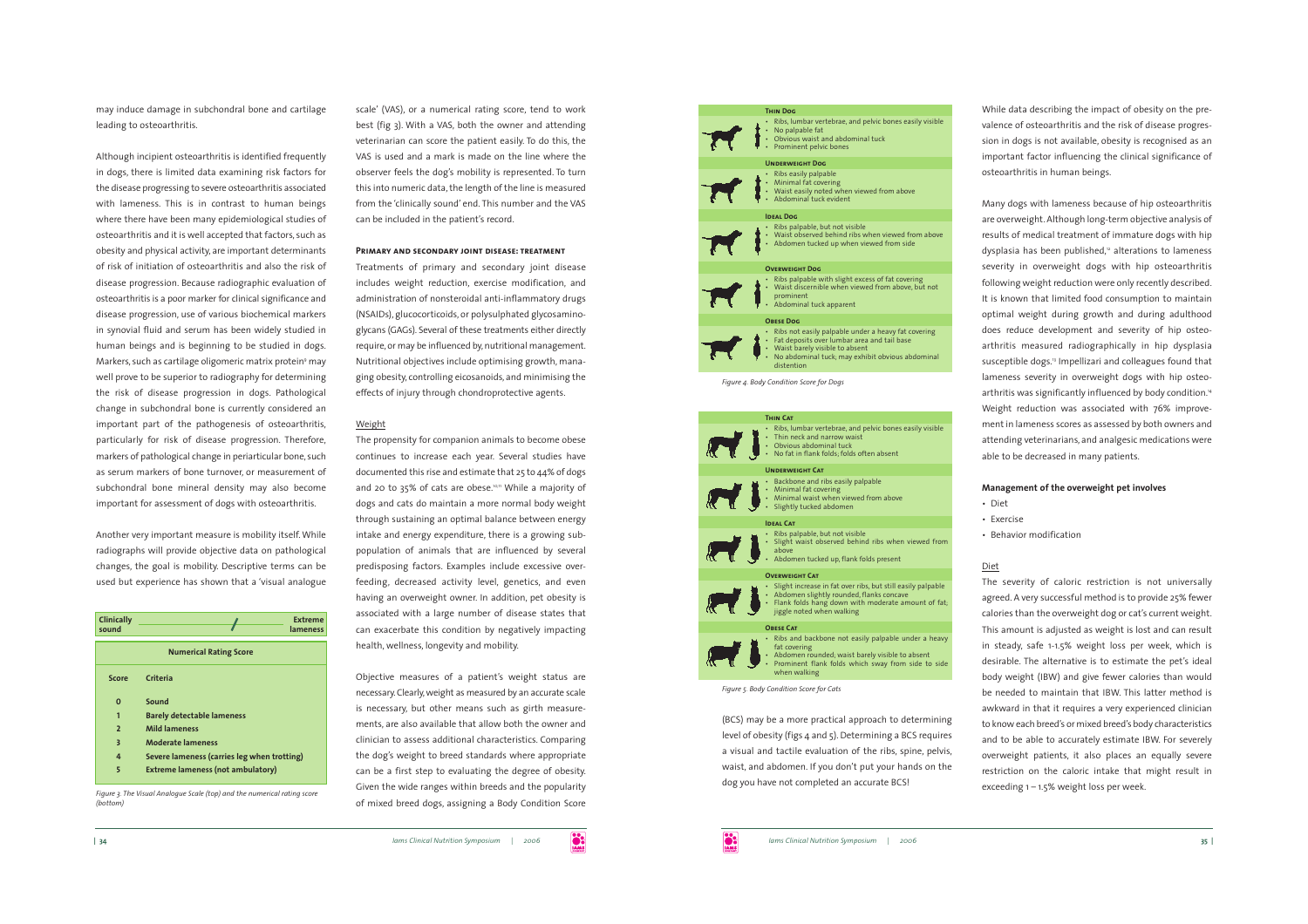may induce damage in subchondral bone and cartilage leading to osteoarthritis.

Although incipient osteoarthritis is identified frequently in dogs, there is limited data examining risk factors for the disease progressing to severe osteoarthritis associated with lameness. This is in contrast to human beings where there have been many epidemiological studies of osteoarthritis and it is well accepted that factors, such as obesity and physical activity, are important determinants of risk of initiation of osteoarthritis and also the risk of disease progression. Because radiographic evaluation of osteoarthritis is a poor marker for clinical significance and disease progression, use of various biochemical markers in synovial fluid and serum has been widely studied in human beings and is beginning to be studied in dogs. Markers, such as cartilage oligomeric matrix protein[9] may well prove to be superior to radiography for determining the risk of disease progression in dogs. Pathological change in subchondral bone is currently considered an important part of the pathogenesis of osteoarthritis, particularly for risk of disease progression. Therefore, markers of pathological change in periarticular bone, such as serum markers of bone turnover, or measurement of subchondral bone mineral density may also become important for assessment of dogs with osteoarthritis.

Another very important measure is mobility itself. While radiographs will provide objective data on pathological changes, the goal is mobility. Descriptive terms can be used but experience has shown that a 'visual analogue scale' (VAS), or a numerical rating score, tend to work best (fig 3). With a VAS, both the owner and attending veterinarian can score the patient easily. To do this, the VAS is used and a mark is made on the line where the observer feels the dog's mobility is represented. To turn this into numeric data, the length of the line is measured from the 'clinically sound' end. This number and the VAS can be included in the patient's record.

Clinically sound ——————/—————— Extreme lameness

| Numerical Rating Score | |
|---|---|
| **Score** | **Criteria** |
| 0 | Sound |
| 1 | Barely detectable lameness |
| 2 | Mild lameness |
| 3 | Moderate lameness |
| 4 | Severe lameness (carries leg when trotting) |
| 5 | Extreme lameness (not ambulatory) |

*Figure 3. The Visual Analogue Scale (top) and the numerical rating score (bottom)*

### Primary and secondary joint disease: treatment

Treatments of primary and secondary joint disease includes weight reduction, exercise modification, and administration of nonsteroidal anti-inflammatory drugs (NSAIDs), glucocorticoids, or polysulphated glycosaminoglycans (GAGs). Several of these treatments either directly require, or may be influenced by, nutritional management. Nutritional objectives include optimising growth, managing obesity, controlling eicosanoids, and minimising the effects of injury through chondroprotective agents.

#### Weight

The propensity for companion animals to become obese continues to increase each year. Several studies have documented this rise and estimate that 25 to 44% of dogs and 20 to 35% of cats are obese.[10,11] While a majority of dogs and cats do maintain a more normal body weight through sustaining an optimal balance between energy intake and energy expenditure, there is a growing subpopulation of animals that are influenced by several predisposing factors. Examples include excessive overfeeding, decreased activity level, genetics, and even having an overweight owner. In addition, pet obesity is associated with a large number of disease states that can exacerbate this condition by negatively impacting health, wellness, longevity and mobility.

Objective measures of a patient's weight status are necessary. Clearly, weight as measured by an accurate scale is necessary, but other means such as girth measurements, are also available that allow both the owner and clinician to assess additional characteristics. Comparing the dog's weight to breed standards where appropriate can be a first step to evaluating the degree of obesity. Given the wide ranges within breeds and the popularity of mixed breed dogs, assigning a Body Condition Score (BCS) may be a more practical approach to determining level of obesity (figs 4 and 5). Determining a BCS requires a visual and tactile evaluation of the ribs, spine, pelvis, waist, and abdomen. If you don't put your hands on the dog you have not completed an accurate BCS!

**Thin Dog**
- Ribs, lumbar vertebrae, and pelvic bones easily visible
- No palpable fat
- Obvious waist and abdominal tuck
- Prominent pelvic bones

**Underweight Dog**
- Ribs easily palpable
- Minimal fat covering
- Waist easily noted when viewed from above
- Abdominal tuck evident

**Ideal Dog**
- Ribs palpable, but not visible
- Waist observed behind ribs when viewed from above
- Abdomen tucked up when viewed from side

**Overweight Dog**
- Ribs palpable with slight excess of fat covering
- Waist discernible when viewed from above, but not prominent
- Abdominal tuck apparent

**Obese Dog**
- Ribs not easily palpable under a heavy fat covering
- Fat deposits over lumbar area and tail base
- Waist barely visible to absent
- No abdominal tuck; may exhibit obvious abdominal distention

*Figure 4. Body Condition Score for Dogs*

**Thin Cat**
- Ribs, lumbar vertebrae, and pelvic bones easily visible
- Thin neck and narrow waist
- Obvious abdominal tuck
- No fat in flank folds; folds often absent

**Underweight Cat**
- Backbone and ribs easily palpable
- Minimal fat covering
- Minimal waist when viewed from above
- Slightly tucked abdomen

**Ideal Cat**
- Ribs palpable, but not visible
- Slight waist observed behind ribs when viewed from above
- Abdomen tucked up, flank folds present

**Overweight Cat**
- Slight increase in fat over ribs, but still easily palpable
- Abdomen slightly rounded, flanks concave
- Flank folds hang down with moderate amount of fat, jiggle noted when walking

**Obese Cat**
- Ribs and backbone not easily palpable under a heavy fat covering
- Abdomen rounded; waist barely visible to absent
- Prominent flank folds which sway from side to side when walking

*Figure 5. Body Condition Score for Cats*

While data describing the impact of obesity on the prevalence of osteoarthritis and the risk of disease progression in dogs is not available, obesity is recognised as an important factor influencing the clinical significance of osteoarthritis in human beings.

Many dogs with lameness because of hip osteoarthritis are overweight. Although long-term objective analysis of results of medical treatment of immature dogs with hip dysplasia has been published,[12] alterations to lameness severity in overweight dogs with hip osteoarthritis following weight reduction were only recently described. It is known that limited food consumption to maintain optimal weight during growth and during adulthood does reduce development and severity of hip osteoarthritis measured radiographically in hip dysplasia susceptible dogs.[13] Impellizari and colleagues found that lameness severity in overweight dogs with hip osteoarthritis was significantly influenced by body condition.[14] Weight reduction was associated with 76% improvement in lameness scores as assessed by both owners and attending veterinarians, and analgesic medications were able to be decreased in many patients.

**Management of the overweight pet involves**
- Diet
- Exercise
- Behavior modification

#### Diet

The severity of caloric restriction is not universally agreed. A very successful method is to provide 25% fewer calories than the overweight dog or cat's current weight. This amount is adjusted as weight is lost and can result in steady, safe 1-1.5% weight loss per week, which is desirable. The alternative is to estimate the pet's ideal body weight (IBW) and give fewer calories than would be needed to maintain that IBW. This latter method is awkward in that it requires a very experienced clinician to know each breed's or mixed breed's body characteristics and to be able to accurately estimate IBW. For severely overweight patients, it also places an equally severe restriction on the caloric intake that might result in exceeding 1 – 1.5% weight loss per week.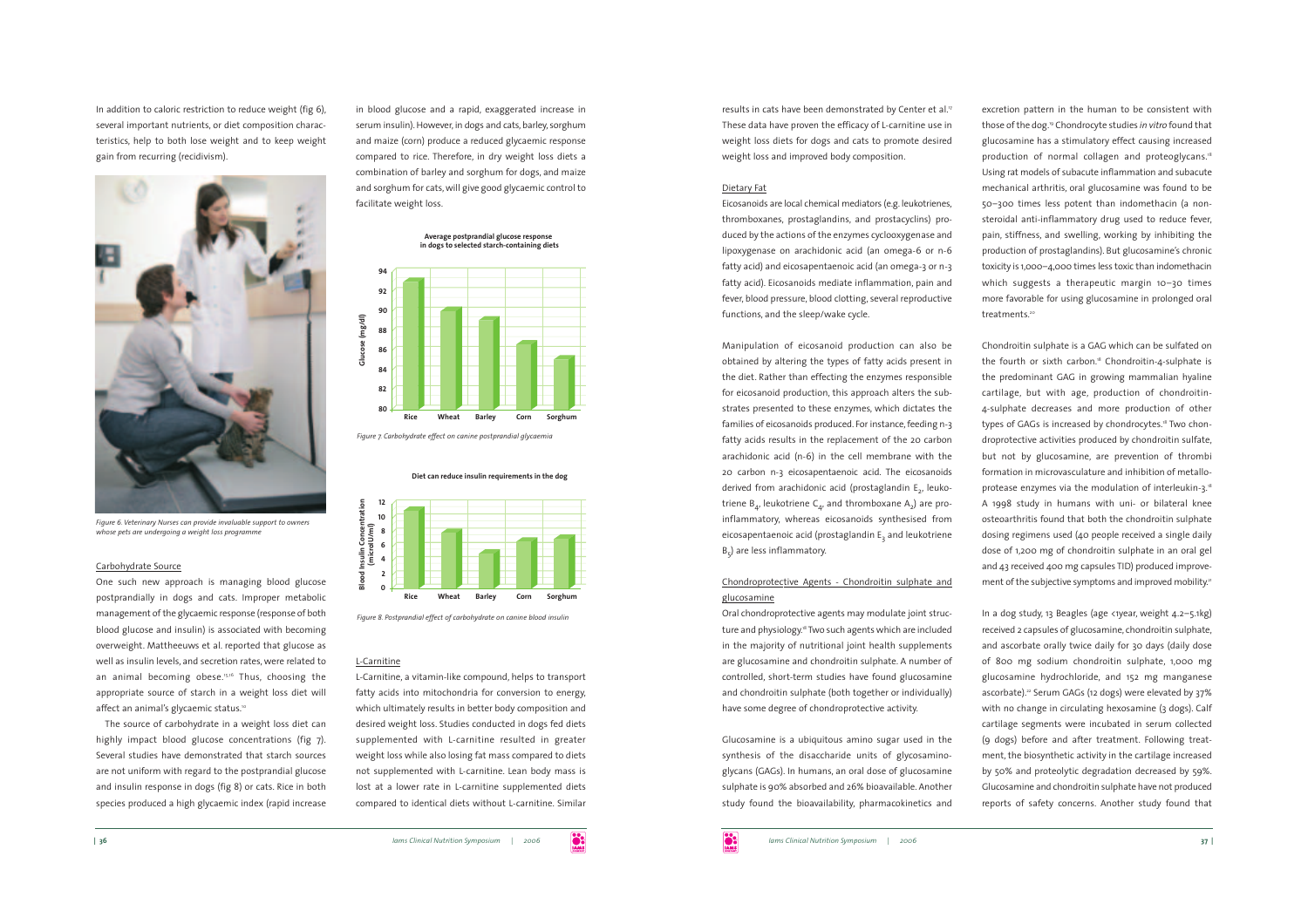In addition to caloric restriction to reduce weight (fig 6), several important nutrients, or diet composition characteristics, help to both lose weight and to keep weight gain from recurring (recidivism).

*Figure 6. Veterinary Nurses can provide invaluable support to owners whose pets are undergoing a weight loss programme*

### Carbohydrate Source

One such new approach is managing blood glucose postprandially in dogs and cats. Improper metabolic management of the glycaemic response (response of both blood glucose and insulin) is associated with becoming overweight. Mattheeuws et al. reported that glucose as well as insulin levels, and secretion rates, were related to an animal becoming obese.[15,16] Thus, choosing the appropriate source of starch in a weight loss diet will affect an animal's glycaemic status.[10]

The source of carbohydrate in a weight loss diet can highly impact blood glucose concentrations (fig 7). Several studies have demonstrated that starch sources are not uniform with regard to the postprandial glucose and insulin response in dogs (fig 8) or cats. Rice in both species produced a high glycaemic index (rapid increase in blood glucose and a rapid, exaggerated increase in serum insulin). However, in dogs and cats, barley, sorghum and maize (corn) produce a reduced glycaemic response compared to rice. Therefore, in dry weight loss diets a combination of barley and sorghum for dogs, and maize and sorghum for cats, will give good glycaemic control to facilitate weight loss.

*Figure 7. Carbohydrate effect on canine postprandial glycaemia*

*Figure 8. Postprandial effect of carbohydrate on canine blood insulin*

### L-Carnitine

L-Carnitine, a vitamin-like compound, helps to transport fatty acids into mitochondria for conversion to energy, which ultimately results in better body composition and desired weight loss. Studies conducted in dogs fed diets supplemented with L-carnitine resulted in greater weight loss while also losing fat mass compared to diets not supplemented with L-carnitine. Lean body mass is lost at a lower rate in L-carnitine supplemented diets compared to identical diets without L-carnitine. Similar results in cats have been demonstrated by Center et al.[17] These data have proven the efficacy of L-carnitine use in weight loss diets for dogs and cats to promote desired weight loss and improved body composition.

### Dietary Fat

Eicosanoids are local chemical mediators (e.g. leukotrienes, thromboxanes, prostaglandins, and prostacyclins) produced by the actions of the enzymes cyclooxygenase and lipoxygenase on arachidonic acid (an omega-6 or n-6 fatty acid) and eicosapentaenoic acid (an omega-3 or n-3 fatty acid). Eicosanoids mediate inflammation, pain and fever, blood pressure, blood clotting, several reproductive functions, and the sleep/wake cycle.

Manipulation of eicosanoid production can also be obtained by altering the types of fatty acids present in the diet. Rather than effecting the enzymes responsible for eicosanoid production, this approach alters the substrates presented to these enzymes, which dictates the families of eicosanoids produced. For instance, feeding n-3 fatty acids results in the replacement of the 20 carbon arachidonic acid (n-6) in the cell membrane with the 20 carbon n-3 eicosapentaenoic acid. The eicosanoids derived from arachidonic acid (prostaglandin $E_2$, leukotriene $B_4$, leukotriene $C_4$, and thromboxane $A_2$) are pro-inflammatory, whereas eicosanoids synthesised from eicosapentaenoic acid (prostaglandin $E_3$ and leukotriene $B_5$) are less inflammatory.

### Chondroprotective Agents - Chondroitin sulphate and glucosamine

Oral chondroprotective agents may modulate joint structure and physiology.[18] Two such agents which are included in the majority of nutritional joint health supplements are glucosamine and chondroitin sulphate. A number of controlled, short-term studies have found glucosamine and chondroitin sulphate (both together or individually) have some degree of chondroprotective activity.

Glucosamine is a ubiquitous amino sugar used in the synthesis of the disaccharide units of glycosaminoglycans (GAGs). In humans, an oral dose of glucosamine sulphate is 90% absorbed and 26% bioavailable. Another study found the bioavailability, pharmacokinetics and excretion pattern in the human to be consistent with those of the dog.[19] Chondrocyte studies *in vitro* found that glucosamine has a stimulatory effect causing increased production of normal collagen and proteoglycans.[18] Using rat models of subacute inflammation and subacute mechanical arthritis, oral glucosamine was found to be 50–300 times less potent than indomethacin (a non-steroidal anti-inflammatory drug used to reduce fever, pain, stiffness, and swelling, working by inhibiting the production of prostaglandins). But glucosamine's chronic toxicity is 1,000–4,000 times less toxic than indomethacin which suggests a therapeutic margin 10–30 times more favorable for using glucosamine in prolonged oral treatments.[20]

Chondroitin sulphate is a GAG which can be sulfated on the fourth or sixth carbon.[18] Chondroitin-4-sulphate is the predominant GAG in growing mammalian hyaline cartilage, but with age, production of chondroitin-4-sulphate decreases and more production of other types of GAGs is increased by chondrocytes.[18] Two chondroprotective activities produced by chondroitin sulfate, but not by glucosamine, are prevention of thrombi formation in microvasculature and inhibition of metalloprotease enzymes via the modulation of interleukin-3.[18] A 1998 study in humans with uni- or bilateral knee osteoarthritis found that both the chondroitin sulphate dosing regimens used (40 people received a single daily dose of 1,200 mg of chondroitin sulphate in an oral gel and 43 received 400 mg capsules TID) produced improvement of the subjective symptoms and improved mobility.[21]

In a dog study, 13 Beagles (age <1year, weight 4.2–5.1kg) received 2 capsules of glucosamine, chondroitin sulphate, and ascorbate orally twice daily for 30 days (daily dose of 800 mg sodium chondroitin sulphate, 1,000 mg glucosamine hydrochloride, and 152 mg manganese ascorbate).[22] Serum GAGs (12 dogs) were elevated by 37% with no change in circulating hexosamine (3 dogs). Calf cartilage segments were incubated in serum collected (9 dogs) before and after treatment. Following treatment, the biosynthetic activity in the cartilage increased by 50% and proteolytic degradation decreased by 59%. Glucosamine and chondroitin sulphate have not produced reports of safety concerns. Another study found that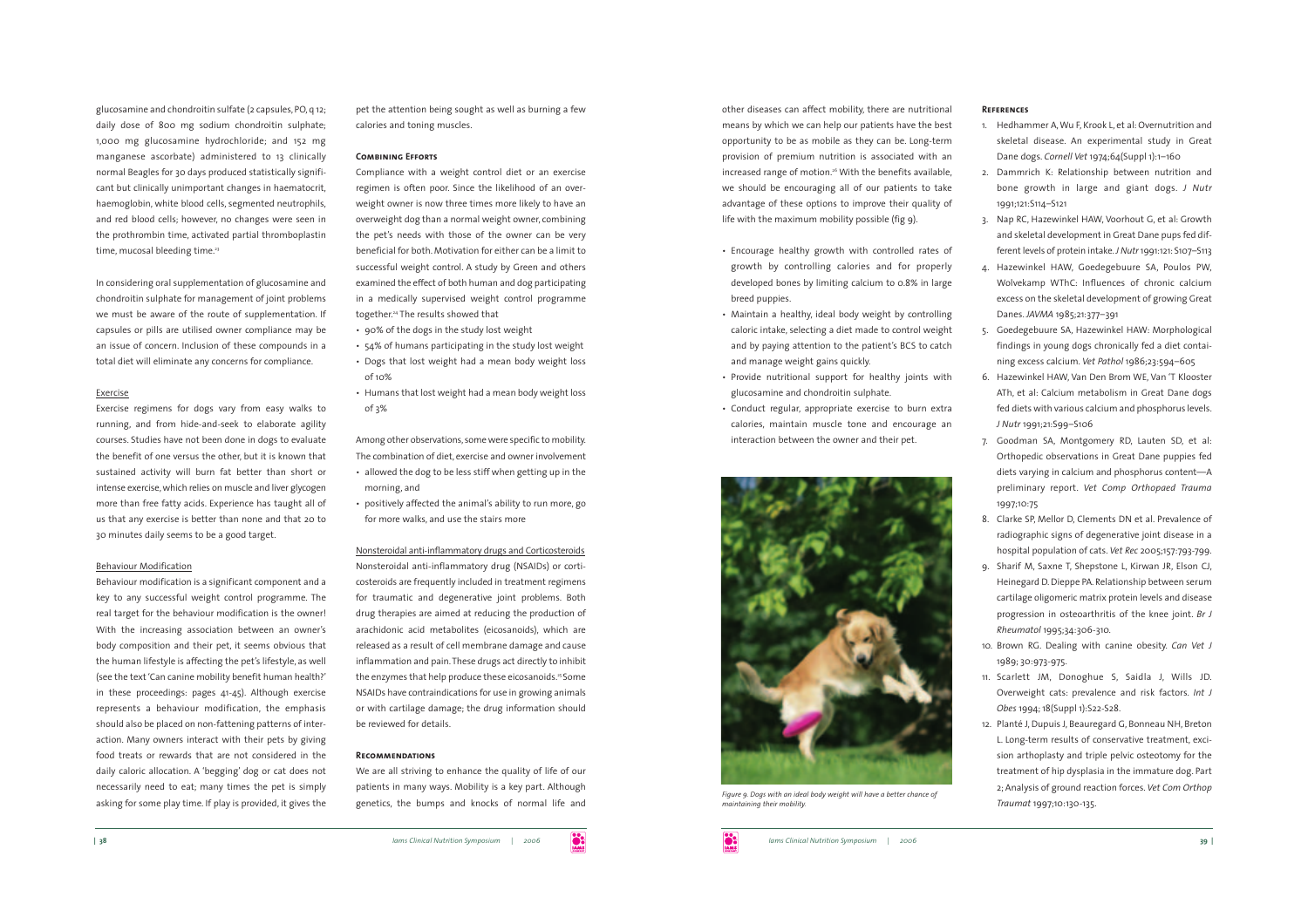glucosamine and chondroitin sulfate (2 capsules, PO, q 12; daily dose of 800 mg sodium chondroitin sulphate; 1,000 mg glucosamine hydrochloride; and 152 mg manganese ascorbate) administered to 13 clinically normal Beagles for 30 days produced statistically significant but clinically unimportant changes in haematocrit, haemoglobin, white blood cells, segmented neutrophils, and red blood cells; however, no changes were seen in the prothrombin time, activated partial thromboplastin time, mucosal bleeding time.[23]

In considering oral supplementation of glucosamine and chondroitin sulphate for management of joint problems we must be aware of the route of supplementation. If capsules or pills are utilised owner compliance may be an issue of concern. Inclusion of these compounds in a total diet will eliminate any concerns for compliance.

#### Exercise

Exercise regimens for dogs vary from easy walks to running, and from hide-and-seek to elaborate agility courses. Studies have not been done in dogs to evaluate the benefit of one versus the other, but it is known that sustained activity will burn fat better than short or intense exercise, which relies on muscle and liver glycogen more than free fatty acids. Experience has taught all of us that any exercise is better than none and that 20 to 30 minutes daily seems to be a good target.

#### Behaviour Modification

Behaviour modification is a significant component and a key to any successful weight control programme. The real target for the behaviour modification is the owner! With the increasing association between an owner's body composition and their pet, it seems obvious that the human lifestyle is affecting the pet's lifestyle, as well (see the text 'Can canine mobility benefit human health?' in these proceedings: pages 41-45). Although exercise represents a behaviour modification, the emphasis should also be placed on non-fattening patterns of interaction. Many owners interact with their pets by giving food treats or rewards that are not considered in the daily caloric allocation. A 'begging' dog or cat does not necessarily need to eat; many times the pet is simply asking for some play time. If play is provided, it gives the pet the attention being sought as well as burning a few calories and toning muscles.

### Combining Efforts

Compliance with a weight control diet or an exercise regimen is often poor. Since the likelihood of an overweight owner is now three times more likely to have an overweight dog than a normal weight owner, combining the pet's needs with those of the owner can be very beneficial for both. Motivation for either can be a limit to successful weight control. A study by Green and others examined the effect of both human and dog participating in a medically supervised weight control programme together.[24] The results showed that

- 90% of the dogs in the study lost weight
- 54% of humans participating in the study lost weight
- Dogs that lost weight had a mean body weight loss of 10%
- Humans that lost weight had a mean body weight loss of 3%

Among other observations, some were specific to mobility. The combination of diet, exercise and owner involvement

- allowed the dog to be less stiff when getting up in the morning, and
- positively affected the animal's ability to run more, go for more walks, and use the stairs more

#### Nonsteroidal anti-inflammatory drugs and Corticosteroids

Nonsteroidal anti-inflammatory drug (NSAIDs) or corticosteroids are frequently included in treatment regimens for traumatic and degenerative joint problems. Both drug therapies are aimed at reducing the production of arachidonic acid metabolites (eicosanoids), which are released as a result of cell membrane damage and cause inflammation and pain. These drugs act directly to inhibit the enzymes that help produce these eicosanoids.[25] Some NSAIDs have contraindications for use in growing animals or with cartilage damage; the drug information should be reviewed for details.

### Recommendations

We are all striving to enhance the quality of life of our patients in many ways. Mobility is a key part. Although genetics, the bumps and knocks of normal life and other diseases can affect mobility, there are nutritional means by which we can help our patients have the best opportunity to be as mobile as they can be. Long-term provision of premium nutrition is associated with an increased range of motion.[26] With the benefits available, we should be encouraging all of our patients to take advantage of these options to improve their quality of life with the maximum mobility possible (fig 9).

- Encourage healthy growth with controlled rates of growth by controlling calories and for properly developed bones by limiting calcium to 0.8% in large breed puppies.
- Maintain a healthy, ideal body weight by controlling caloric intake, selecting a diet made to control weight and by paying attention to the patient's BCS to catch and manage weight gains quickly.
- Provide nutritional support for healthy joints with glucosamine and chondroitin sulphate.
- Conduct regular, appropriate exercise to burn extra calories, maintain muscle tone and encourage an interaction between the owner and their pet.

*Figure 9. Dogs with an ideal body weight will have a better chance of maintaining their mobility.*

### References

1. Hedhammer A, Wu F, Krook L, et al: Overnutrition and skeletal disease. An experimental study in Great Dane dogs. *Cornell Vet* 1974;64(Suppl 1):1–160
2. Dammrich K: Relationship between nutrition and bone growth in large and giant dogs. *J Nutr* 1991;121:S114–S121
3. Nap RC, Hazewinkel HAW, Voorhout G, et al: Growth and skeletal development in Great Dane pups fed different levels of protein intake. *J Nutr* 1991:121: S107–S113
4. Hazewinkel HAW, Goedegebuure SA, Poulos PW, Wolvekamp WThC: Influences of chronic calcium excess on the skeletal development of growing Great Danes. *JAVMA* 1985;21:377–391
5. Goedegebuure SA, Hazewinkel HAW: Morphological findings in young dogs chronically fed a diet containing excess calcium. *Vet Pathol* 1986;23:594–605
6. Hazewinkel HAW, Van Den Brom WE, Van 'T Klooster ATh, et al: Calcium metabolism in Great Dane dogs fed diets with various calcium and phosphorus levels. *J Nutr* 1991;21:S99–S106
7. Goodman SA, Montgomery RD, Lauten SD, et al: Orthopedic observations in Great Dane puppies fed diets varying in calcium and phosphorus content—A preliminary report. *Vet Comp Orthopaed Trauma* 1997;10:75
8. Clarke SP, Mellor D, Clements DN et al. Prevalence of radiographic signs of degenerative joint disease in a hospital population of cats. *Vet Rec* 2005;157:793-799.
9. Sharif M, Saxne T, Shepstone L, Kirwan JR, Elson CJ, Heinegard D. Dieppe PA. Relationship between serum cartilage oligomeric matrix protein levels and disease progression in osteoarthritis of the knee joint. *Br J Rheumatol* 1995;34:306-310.
10. Brown RG. Dealing with canine obesity. *Can Vet J* 1989; 30:973-975.
11. Scarlett JM, Donoghue S, Saidla J, Wills JD. Overweight cats: prevalence and risk factors. *Int J Obes* 1994; 18(Suppl 1):S22-S28.
12. Planté J, Dupuis J, Beauregard G, Bonneau NH, Breton L. Long-term results of conservative treatment, excision arthoplasty and triple pelvic osteotomy for the treatment of hip dysplasia in the immature dog. Part 2; Analysis of ground reaction forces. *Vet Com Orthop Traumat* 1997;10:130-135.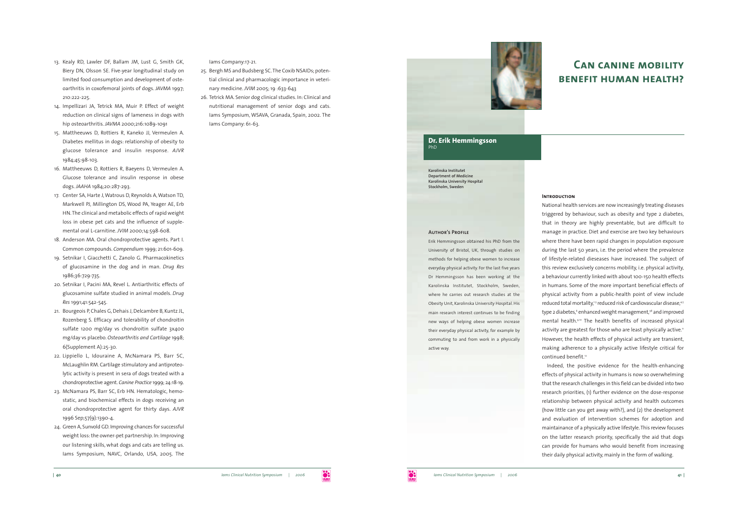13. Kealy RD, Lawler DF, Ballam JM, Lust G, Smith GK, Biery DN, Olsson SE. Five-year longitudinal study on limited food consumption and development of osteoarthritis in coxofemoral joints of dogs. *JAVMA* 1997; 210:222-225.
14. Impellizzari JA, Tetrick MA, Muir P. Effect of weight reduction on clinical signs of lameness in dogs with hip osteoarthritis. *JAVMA* 2000;216:1089-1091
15. Mattheeuws D, Rottiers R, Kaneko JJ, Vermeulen A. Diabetes mellitus in dogs: relationship of obesity to glucose tolerance and insulin response. *AJVR* 1984;45:98-103.
16. Mattheeuws D, Rottiers R, Baeyens D, Vermeulen A. Glucose tolerance and insulin response in obese dogs. *JAAHA* 1984;20:287-293.
17. Center SA, Harte J, Watrous D, Reynolds A, Watson TD, Markwell PJ, Millington DS, Wood PA, Yeager AE, Erb HN. The clinical and metabolic effects of rapid weight loss in obese pet cats and the influence of supplemental oral L-carnitine. *JVIM* 2000;14:598-608.
18. Anderson MA. Oral chondroprotective agents. Part I. Common compounds. *Compendium* 1999; 21:601-609.
19. Setnikar I, Giacchetti C, Zanolo G. Pharmacokinetics of glucosamine in the dog and in man. *Drug Res* 1986;36:729-735.
20. Setnikar I, Pacini MA, Revel L. Antiarthritic effects of glucosamine sulfate studied in animal models. *Drug Res* 1991;41:542-545.
21. Bourgeois P, Chales G, Dehais J, Delcambre B, Kuntz JL, Rozenberg S. Efficacy and tolerability of chondroitin sulfate 1200 mg/day vs chondroitin sulfate 3x400 mg/day vs placebo. *Osteoarthritis and Cartilage* 1998; 6(Supplement A):25-30.
22. Lippiello L, Idouraine A, McNamara PS, Barr SC, McLaughlin RM. Cartilage stimulatory and antiproteolytic activity is present in sera of dogs treated with a chondroprotective agent. *Canine Practice* 1999; 24:18-19.
23. McNamara PS, Barr SC, Erb HN. Hematologic, hemostatic, and biochemical effects in dogs receiving an oral chondroprotective agent for thirty days. *AJVR* 1996 Sep;57(9):1390-4.
24. Green A, Sunvold GD. Improving chances for successful weight loss: the owner-pet partnership. In: Improving our listening skills, what dogs and cats are telling us. Iams Symposium, NAVC, Orlando, USA, 2005. The Iams Company:17-21.
25. Bergh MS and Budsberg SC. The Coxib NSAIDs; potential clinical and pharmacologic importance in veterinary medicine. *JVIM* 2005; 19 :633-643
26. Tetrick MA. Senior dog clinical studies. In: Clinical and nutritional management of senior dogs and cats. Iams Symposium, WSAVA, Granada, Spain, 2002. The Iams Company: 61-63.

# Can canine mobility benefit human health?

**Dr. Erik Hemmingsson**
PhD

**Karolinska Institutet**
**Department of Medicine**
**Karolinska University Hospital**
**Stockholm, Sweden**

### Author's Profile

Erik Hemmingsson obtained his PhD from the University of Bristol, UK, through studies on methods for helping obese women to increase everyday physical activity. For the last five years Dr Hemmingsson has been working at the Karolinska Institutet, Stockholm, Sweden, where he carries out research studies at the Obesity Unit, Karolinska University Hospital. His main research interest continues to be finding new ways of helping obese women increase their everyday physical activity, for example by commuting to and from work in a physically active way.

### Introduction

National health services are now increasingly treating diseases triggered by behaviour, such as obesity and type 2 diabetes, that in theory are highly preventable, but are difficult to manage in practice. Diet and exercise are two key behaviours where there have been rapid changes in population exposure during the last 50 years, i.e. the period where the prevalence of lifestyle-related dieseases have increased. The subject of this review exclusively concerns mobility, i.e. physical activity, a behaviour currently linked with about 100-150 health effects in humans. Some of the more important beneficial effects of physical activity from a public-health point of view include reduced total mortality,[1-3] reduced risk of cardiovascular disease,[4,5] type 2 diabetes,[6] enhanced weight management,[7,8] and improved mental health.[9,10] The health benefits of increased physical activity are greatest for those who are least physically active.[11] However, the health effects of physical activity are transient, making adherence to a physically active lifestyle critical for continued benefit.[12]

Indeed, the positive evidence for the health-enhancing effects of physical activity in humans is now so overwhelming that the research challenges in this field can be divided into two research priorities, (1) further evidence on the dose-response relationship between physical activity and health outcomes (how little can you get away with?), and (2) the development and evaluation of intervention schemes for adoption and maintainance of a physically active lifestyle. This review focuses on the latter research priority, specifically the aid that dogs can provide for humans who would benefit from increasing their daily physical activity, mainly in the form of walking.